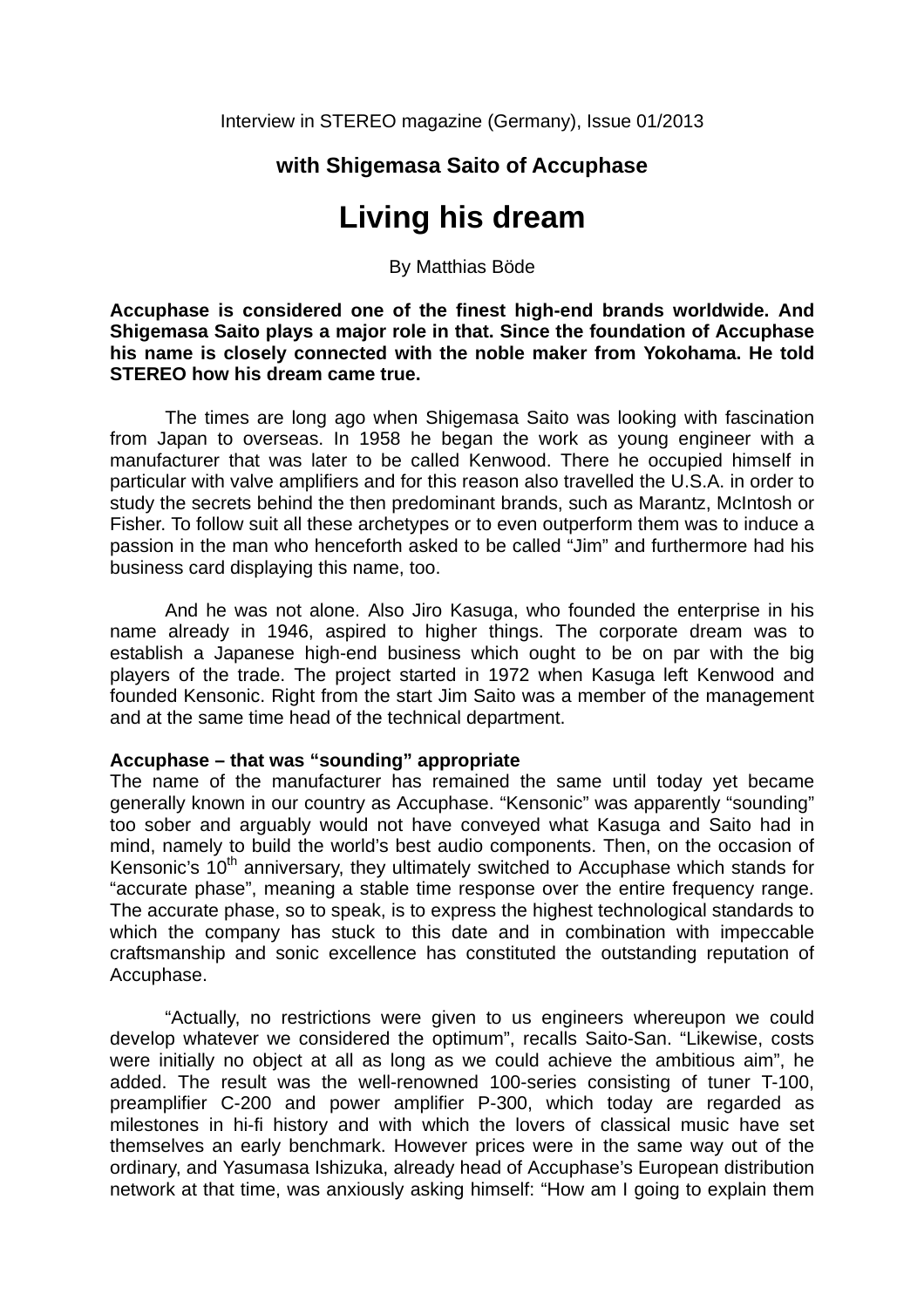Interview in STEREO magazine (Germany), Issue 01/2013

**with Shigemasa Saito of Accuphase**

# Living his dream

By Matthias Böde

**Accuphase is considered one of the finest high-end brands worldwide. And Shigemasa Saito plays a major role in that. Since the foundation of Accuphase his name is closely connected with the noble maker from Yokohama. He told STEREO how his dream came true.**

The times are long ago when Shigemasa Saito was looking with fascination from Japan to overseas. In 1958 he began the work as young engineer with a manufacturer that was later to be called Kenwood. There he occupied himself in particular with valve amplifiers and for this reason also travelled the U.S.A. in order to study the secrets behind the then predominant brands, such as Marantz, McIntosh or Fisher. To follow suit all these archetypes or to even outperform them was to induce a passion in the man who henceforth asked to be called "Jim" and furthermore had his business card displaying this name, too.

And he was not alone. Also Jiro Kasuga, who founded the enterprise in his name already in 1946, aspired to higher things. The corporate dream was to establish a Japanese high-end business which ought to be on par with the big players of the trade. The project started in 1972 when Kasuga left Kenwood and founded Kensonic. Right from the start Jim Saito was a member of the management and at the same time head of the technical department.

**Accuphase – that was "sounding" appropriate**

The name of the manufacturer has remained the same until today yet became generally known in our country as Accuphase. "Kensonic" was apparently "sounding" too sober and arguably would not have conveyed what Kasuga and Saito had in mind, namely to build the world's best audio components. Then, on the occasion of Kensonic's 10th anniversary, they ultimately switched to Accuphase which stands for "accurate phase", meaning a stable time response over the entire frequency range. The accurate phase, so to speak, is to express the highest technological standards to which the company has stuck to this date and in combination with impeccable craftsmanship and sonic excellence has constituted the outstanding reputation of Accuphase.

"Actually, no restrictions were given to us engineers whereupon we could develop whatever we considered the optimum", recalls Saito-San. "Likewise, costs were initially no object at all as long as we could achieve the ambitious aim", he added. The result was the well-renowned 100-series consisting of tuner T-100, preamplifier C-200 and power amplifier P-300, which today are regarded as milestones in hi-fi history and with which the lovers of classical music have set themselves an early benchmark. However prices were in the same way out of the ordinary, and Yasumasa Ishizuka, already head of Accuphase's European distribution network at that time, was anxiously asking himself: "How am I going to explain them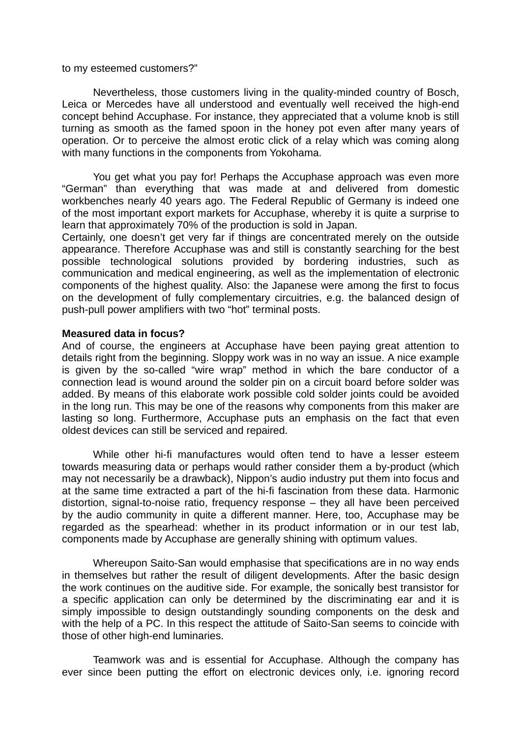to my esteemed customers?"

Nevertheless, those customers living in the quality-minded country of Bosch, Leica or Mercedes have all understood and eventually well received the high-end concept behind Accuphase. For instance, they appreciated that a volume knob is still turning as smooth as the famed spoon in the honey pot even after many years of operation. Or to perceive the almost erotic click of a relay which was coming along with many functions in the components from Yokohama.

You get what you pay for! Perhaps the Accuphase approach was even more "German" than everything that was made at and delivered from domestic workbenches nearly 40 years ago. The Federal Republic of Germany is indeed one of the most important export markets for Accuphase, whereby it is quite a surprise to learn that approximately 70% of the production is sold in Japan.

Certainly, one doesn't get very far if things are concentrated merely on the outside appearance. Therefore Accuphase was and still is constantly searching for the best possible technological solutions provided by bordering industries, such as communication and medical engineering, as well as the implementation of electronic components of the highest quality. Also: the Japanese were among the first to focus on the development of fully complementary circuitries, e.g. the balanced design of push-pull power amplifiers with two "hot" terminal posts.

**Measured data in focus?**

And of course, the engineers at Accuphase have been paying great attention to details right from the beginning. Sloppy work was in no way an issue. A nice example is given by the so-called "wire wrap" method in which the bare conductor of a connection lead is wound around the solder pin on a circuit board before solder was added. By means of this elaborate work possible cold solder joints could be avoided in the long run. This may be one of the reasons why components from this maker are lasting so long. Furthermore, Accuphase puts an emphasis on the fact that even oldest devices can still be serviced and repaired.

While other hi-fi manufactures would often tend to have a lesser esteem towards measuring data or perhaps would rather consider them a by-product (which may not necessarily be a drawback), Nippon's audio industry put them into focus and at the same time extracted a part of the hi-fi fascination from these data. Harmonic distortion, signal-to-noise ratio, frequency response – they all have been perceived by the audio community in quite a different manner. Here, too, Accuphase may be regarded as the spearhead: whether in its product information or in our test lab, components made by Accuphase are generally shining with optimum values.

Whereupon Saito-San would emphasise that specifications are in no way ends in themselves but rather the result of diligent developments. After the basic design the work continues on the auditive side. For example, the sonically best transistor for a specific application can only be determined by the discriminating ear and it is simply impossible to design outstandingly sounding components on the desk and with the help of a PC. In this respect the attitude of Saito-San seems to coincide with those of other high-end luminaries.

Teamwork was and is essential for Accuphase. Although the company has ever since been putting the effort on electronic devices only, i.e. ignoring record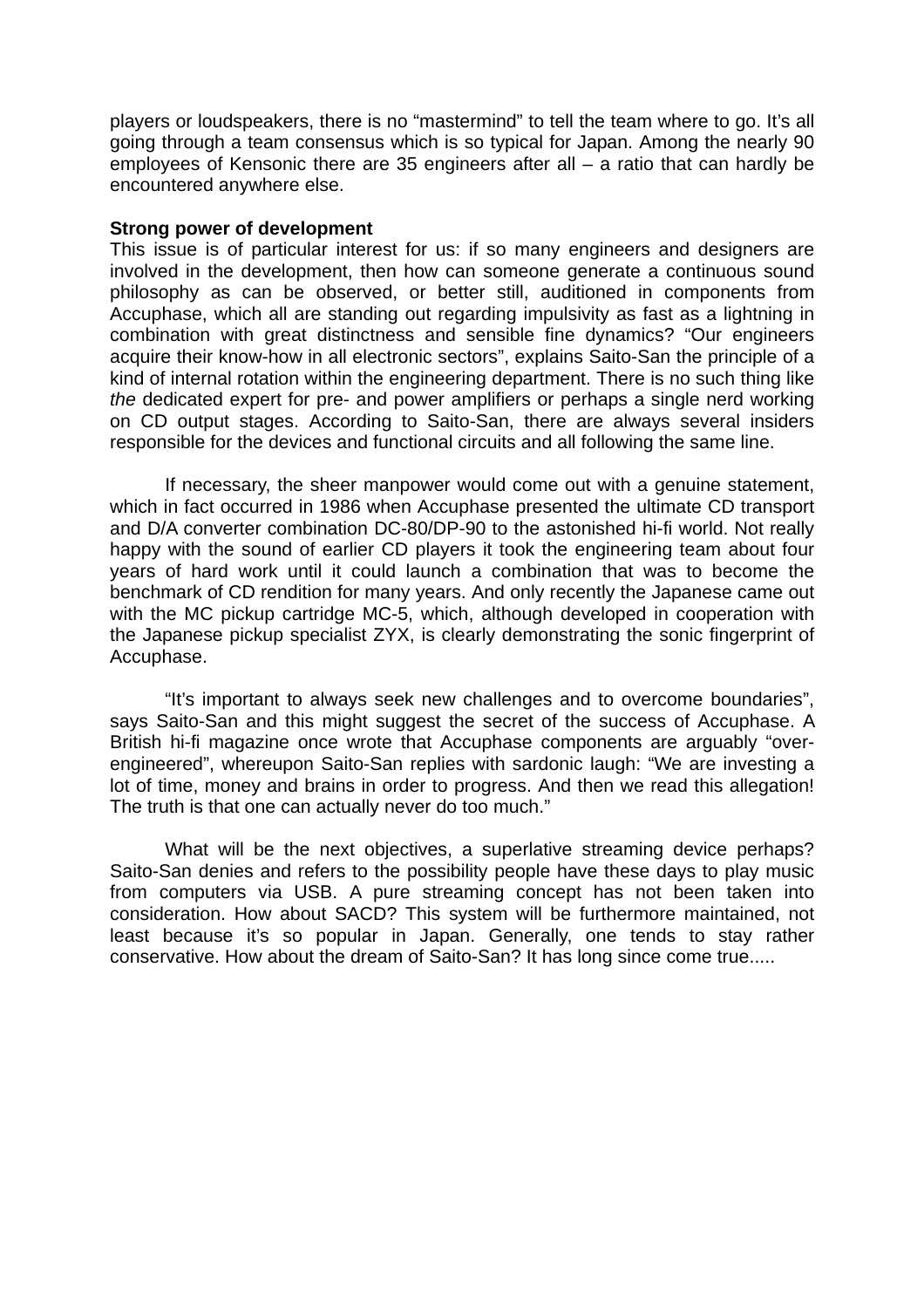players or loudspeakers, there is no “mastermind” to tell the team where to go. It’s all going through a team consensus which is so typical for Japan. Among the nearly 90 employees of Kensonic there are 35 engineers after all – a ratio that can hardly be encountered anywhere else.

**Strong power of development**

This issue is of particular interest for us: if so many engineers and designers are involved in the development, then how can someone generate a continuous sound philosophy as can be observed, or better still, auditioned in components from Accuphase, which all are standing out regarding impulsivity as fast as a lightning in combination with great distinctness and sensible fine dynamics? “Our engineers acquire their know-how in all electronic sectors”, explains Saito-San the principle of a kind of internal rotation within the engineering department. There is no such thing like *the* dedicated expert for pre- and power amplifiers or perhaps a single nerd working on CD output stages. According to Saito-San, there are always several insiders responsible for the devices and functional circuits and all following the same line.

If necessary, the sheer manpower would come out with a genuine statement, which in fact occurred in 1986 when Accuphase presented the ultimate CD transport and D/A converter combination DC-80/DP-90 to the astonished hi-fi world. Not really happy with the sound of earlier CD players it took the engineering team about four years of hard work until it could launch a combination that was to become the benchmark of CD rendition for many years. And only recently the Japanese came out with the MC pickup cartridge MC-5, which, although developed in cooperation with the Japanese pickup specialist ZYX, is clearly demonstrating the sonic fingerprint of Accuphase.

“It’s important to always seek new challenges and to overcome boundaries”, says Saito-San and this might suggest the secret of the success of Accuphase. A British hi-fi magazine once wrote that Accuphase components are arguably “over-engineered”, whereupon Saito-San replies with sardonic laugh: “We are investing a lot of time, money and brains in order to progress. And then we read this allegation! The truth is that one can actually never do too much.”

What will be the next objectives, a superlative streaming device perhaps? Saito-San denies and refers to the possibility people have these days to play music from computers via USB. A pure streaming concept has not been taken into consideration. How about SACD? This system will be furthermore maintained, not least because it’s so popular in Japan. Generally, one tends to stay rather conservative. How about the dream of Saito-San? It has long since come true.....